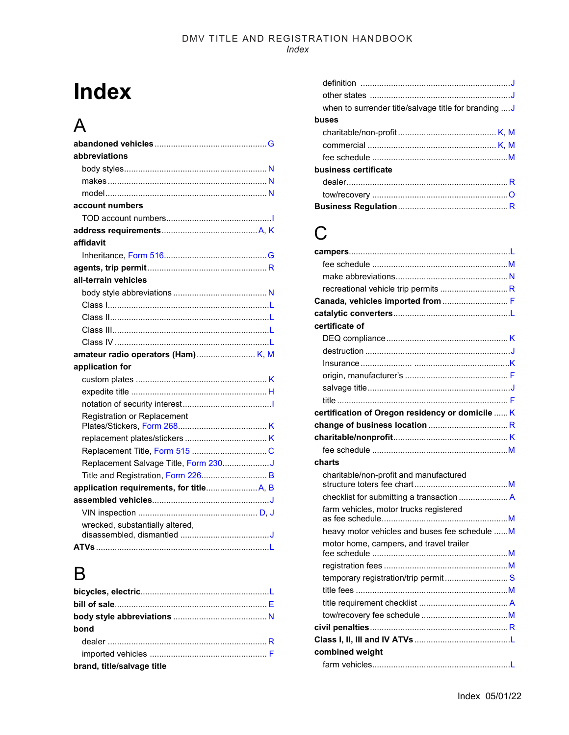# Index

## A

**abandoned vehicles** ........ G

**abbreviations**

- body styles ........ N
- makes ........ N
- model ........ N

**account numbers**

- TOD account numbers ........ I

**address requirements** ........ A, K

**affidavit**

- Inheritance, Form 516 ........ G

**agents, trip permit** ........ R

**all-terrain vehicles**

- body style abbreviations ........ N
- Class I ........ L
- Class II ........ L
- Class III ........ L
- Class IV ........ L

**amateur radio operators (Ham)** ........ K, M

**application for**

- custom plates ........ K
- expedite title ........ H
- notation of security interest ........ I
- Registration or Replacement Plates/Stickers, Form 268 ........ K
- replacement plates/stickers ........ K
- Replacement Title, Form 515 ........ C
- Replacement Salvage Title, Form 230 ........ J
- Title and Registration, Form 226 ........ B

**application requirements, for title** ........ A, B

**assembled vehicles** ........ J

- VIN inspection ........ D, J
- wrecked, substantially altered, disassembled, dismantled ........ J

**ATVs** ........ L

## B

**bicycles, electric** ........ L

**bill of sale** ........ E

**body style abbreviations** ........ N

**bond**

- dealer ........ R
- imported vehicles ........ F

**brand, title/salvage title**

- definition ........ J
- other states ........ J
- when to surrender title/salvage title for branding ........ J

**buses**

- charitable/non-profit ........ K, M
- commercial ........ K, M
- fee schedule ........ M

**business certificate**

- dealer ........ R
- tow/recovery ........ O

**Business Regulation** ........ R

## C

**campers** ........ L

- fee schedule ........ M
- make abbreviations ........ N
- recreational vehicle trip permits ........ R

**Canada, vehicles imported from** ........ F

**catalytic converters** ........ L

**certificate of**

- DEQ compliance ........ K
- destruction ........ J
- Insurance ........ K
- origin, manufacturer's ........ F
- salvage title ........ J
- title ........ F

**certification of Oregon residency or domicile** ........ K

**change of business location** ........ R

**charitable/nonprofit** ........ K

- fee schedule ........ M

**charts**

- charitable/non-profit and manufactured structure toters fee chart ........ M
- checklist for submitting a transaction ........ A
- farm vehicles, motor trucks registered as fee schedule ........ M
- heavy motor vehicles and buses fee schedule ........ M
- motor home, campers, and travel trailer fee schedule ........ M
- registration fees ........ M
- temporary registration/trip permit ........ S
- title fees ........ M
- title requirement checklist ........ A
- tow/recovery fee schedule ........ M

**civil penalties** ........ R

**Class I, II, III and IV ATVs** ........ L

**combined weight**

- farm vehicles ........ L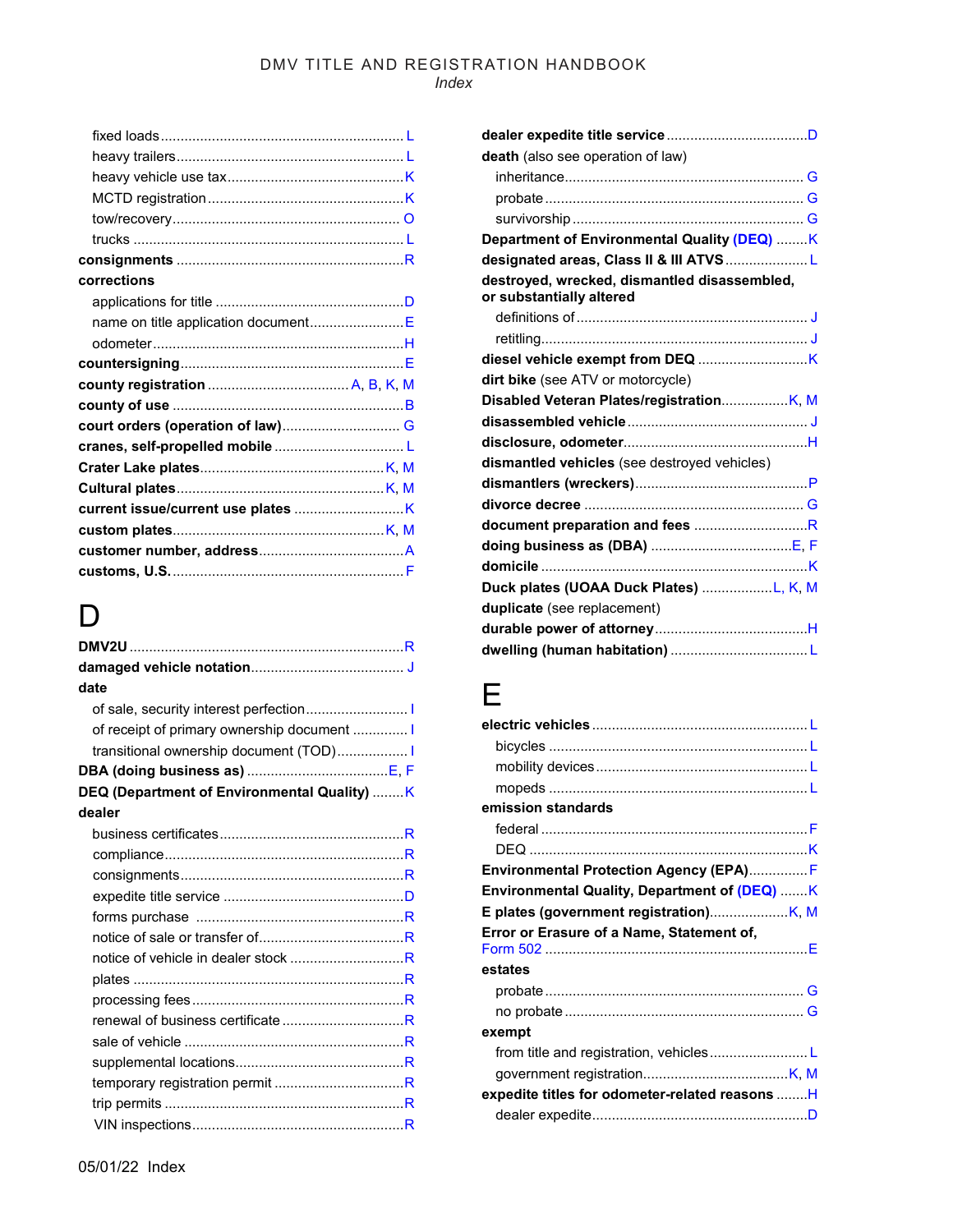- fixed loads ........ L
- heavy trailers ........ L
- heavy vehicle use tax ........ K
- MCTD registration ........ K
- tow/recovery ........ O
- trucks ........ L

**consignments** ........ R

**corrections**

- applications for title ........ D
- name on title application document ........ E
- odometer ........ H

**countersigning** ........ E

**county registration** ........ A, B, K, M

**county of use** ........ B

**court orders (operation of law)** ........ G

**cranes, self-propelled mobile** ........ L

**Crater Lake plates** ........ K, M

**Cultural plates** ........ K, M

**current issue/current use plates** ........ K

**custom plates** ........ K, M

**customer number, address** ........ A

**customs, U.S.** ........ F

# D

**DMV2U** ........ R

**damaged vehicle notation** ........ J

**date**

- of sale, security interest perfection ........ I
- of receipt of primary ownership document ........ I
- transitional ownership document (TOD) ........ I

**DBA (doing business as)** ........ E, F

**DEQ (Department of Environmental Quality)** ........ K

**dealer**

- business certificates ........ R
- compliance ........ R
- consignments ........ R
- expedite title service ........ D
- forms purchase ........ R
- notice of sale or transfer of ........ R
- notice of vehicle in dealer stock ........ R
- plates ........ R
- processing fees ........ R
- renewal of business certificate ........ R
- sale of vehicle ........ R
- supplemental locations ........ R
- temporary registration permit ........ R
- trip permits ........ R
- VIN inspections ........ R

**dealer expedite title service** ........ D

**death** (also see operation of law)

- inheritance ........ G
- probate ........ G
- survivorship ........ G

**Department of Environmental Quality (DEQ)** ........ K

**designated areas, Class II & III ATVS** ........ L

**destroyed, wrecked, dismantled disassembled, or substantially altered**

- definitions of ........ J
- retitling ........ J

**diesel vehicle exempt from DEQ** ........ K

**dirt bike** (see ATV or motorcycle)

**Disabled Veteran Plates/registration** ........ K, M

**disassembled vehicle** ........ J

**disclosure, odometer** ........ H

**dismantled vehicles** (see destroyed vehicles)

**dismantlers (wreckers)** ........ P

**divorce decree** ........ G

**document preparation and fees** ........ R

**doing business as (DBA)** ........ E, F

**domicile** ........ K

**Duck plates (UOAA Duck Plates)** ........ L, K, M

**duplicate** (see replacement)

**durable power of attorney** ........ H

**dwelling (human habitation)** ........ L

# E

**electric vehicles** ........ L

- bicycles ........ L
- mobility devices ........ L
- mopeds ........ L

**emission standards**

- federal ........ F
- DEQ ........ K

**Environmental Protection Agency (EPA)** ........ F

**Environmental Quality, Department of (DEQ)** ........ K

**E plates (government registration)** ........ K, M

**Error or Erasure of a Name, Statement of,** Form 502 ........ E

**estates**

- probate ........ G
- no probate ........ G

**exempt**

- from title and registration, vehicles ........ L
- government registration ........ K, M

**expedite titles for odometer-related reasons** ........ H

- dealer expedite ........ D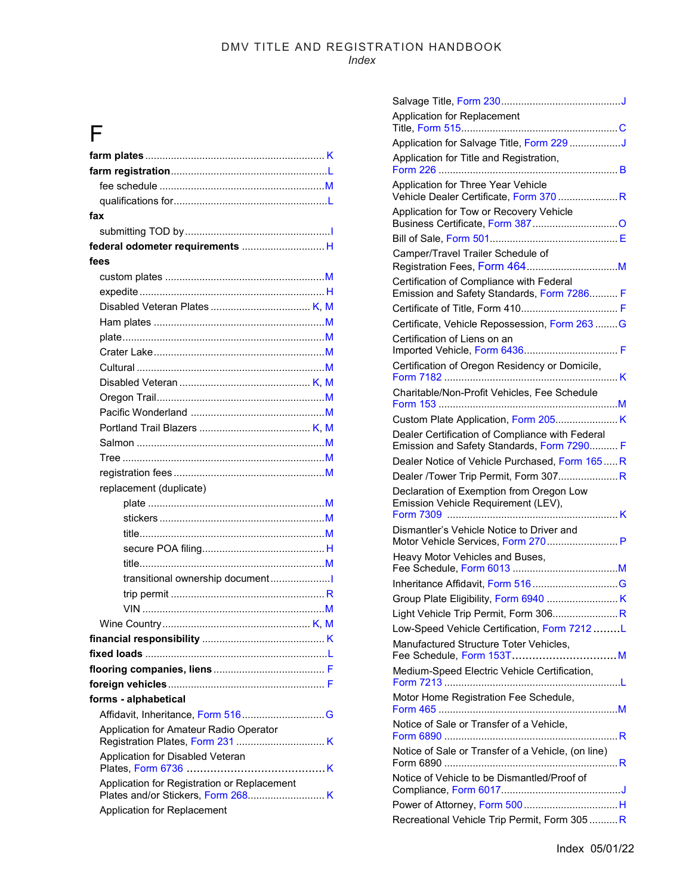# F

**farm plates** .......... K

**farm registration** .......... L

- fee schedule .......... M
- qualifications for .......... L

**fax**

- submitting TOD by .......... I

**federal odometer requirements** .......... H

**fees**

- custom plates .......... M
- expedite .......... H
- Disabled Veteran Plates .......... K, M
- Ham plates .......... M
- plate .......... M
- Crater Lake .......... M
- Cultural .......... M
- Disabled Veteran .......... K, M
- Oregon Trail .......... M
- Pacific Wonderland .......... M
- Portland Trail Blazers .......... K, M
- Salmon .......... M
- Tree .......... M
- registration fees .......... M
- replacement (duplicate)
  - plate .......... M
  - stickers .......... M
  - title .......... M
  - secure POA filing .......... H
  - title .......... M
  - transitional ownership document .......... I
  - trip permit .......... R
  - VIN .......... M
- Wine Country .......... K, M

**financial responsibility** .......... K

**fixed loads** .......... L

**flooring companies, liens** .......... F

**foreign vehicles** .......... F

**forms - alphabetical**

- Affidavit, Inheritance, Form 516 .......... G
- Application for Amateur Radio Operator Registration Plates, Form 231 .......... K
- Application for Disabled Veteran Plates, Form 6736 .......... K
- Application for Registration or Replacement Plates and/or Stickers, Form 268 .......... K
- Application for Replacement Salvage Title, Form 230 .......... J
- Application for Replacement Title, Form 515 .......... C
- Application for Salvage Title, Form 229 .......... J
- Application for Title and Registration, Form 226 .......... B
- Application for Three Year Vehicle Vehicle Dealer Certificate, Form 370 .......... R
- Application for Tow or Recovery Vehicle Business Certificate, Form 387 .......... O
- Bill of Sale, Form 501 .......... E
- Camper/Travel Trailer Schedule of Registration Fees, Form 464 .......... M
- Certification of Compliance with Federal Emission and Safety Standards, Form 7286 .......... F
- Certificate of Title, Form 410 .......... F
- Certificate, Vehicle Repossession, Form 263 .......... G
- Certification of Liens on an Imported Vehicle, Form 6436 .......... F
- Certification of Oregon Residency or Domicile, Form 7182 .......... K
- Charitable/Non-Profit Vehicles, Fee Schedule Form 153 .......... M
- Custom Plate Application, Form 205 .......... K
- Dealer Certification of Compliance with Federal Emission and Safety Standards, Form 7290 .......... F
- Dealer Notice of Vehicle Purchased, Form 165 .......... R
- Dealer /Tower Trip Permit, Form 307 .......... R
- Declaration of Exemption from Oregon Low Emission Vehicle Requirement (LEV), Form 7309 .......... K
- Dismantler's Vehicle Notice to Driver and Motor Vehicle Services, Form 270 .......... P
- Heavy Motor Vehicles and Buses, Fee Schedule, Form 6013 .......... M
- Inheritance Affidavit, Form 516 .......... G
- Group Plate Eligibility, Form 6940 .......... K
- Light Vehicle Trip Permit, Form 306 .......... R
- Low-Speed Vehicle Certification, Form 7212 .......... L
- Manufactured Structure Toter Vehicles, Fee Schedule, Form 153T .......... M
- Medium-Speed Electric Vehicle Certification, Form 7213 .......... L
- Motor Home Registration Fee Schedule, Form 465 .......... M
- Notice of Sale or Transfer of a Vehicle, Form 6890 .......... R
- Notice of Sale or Transfer of a Vehicle, (on line) Form 6890 .......... R
- Notice of Vehicle to be Dismantled/Proof of Compliance, Form 6017 .......... J
- Power of Attorney, Form 500 .......... H
- Recreational Vehicle Trip Permit, Form 305 .......... R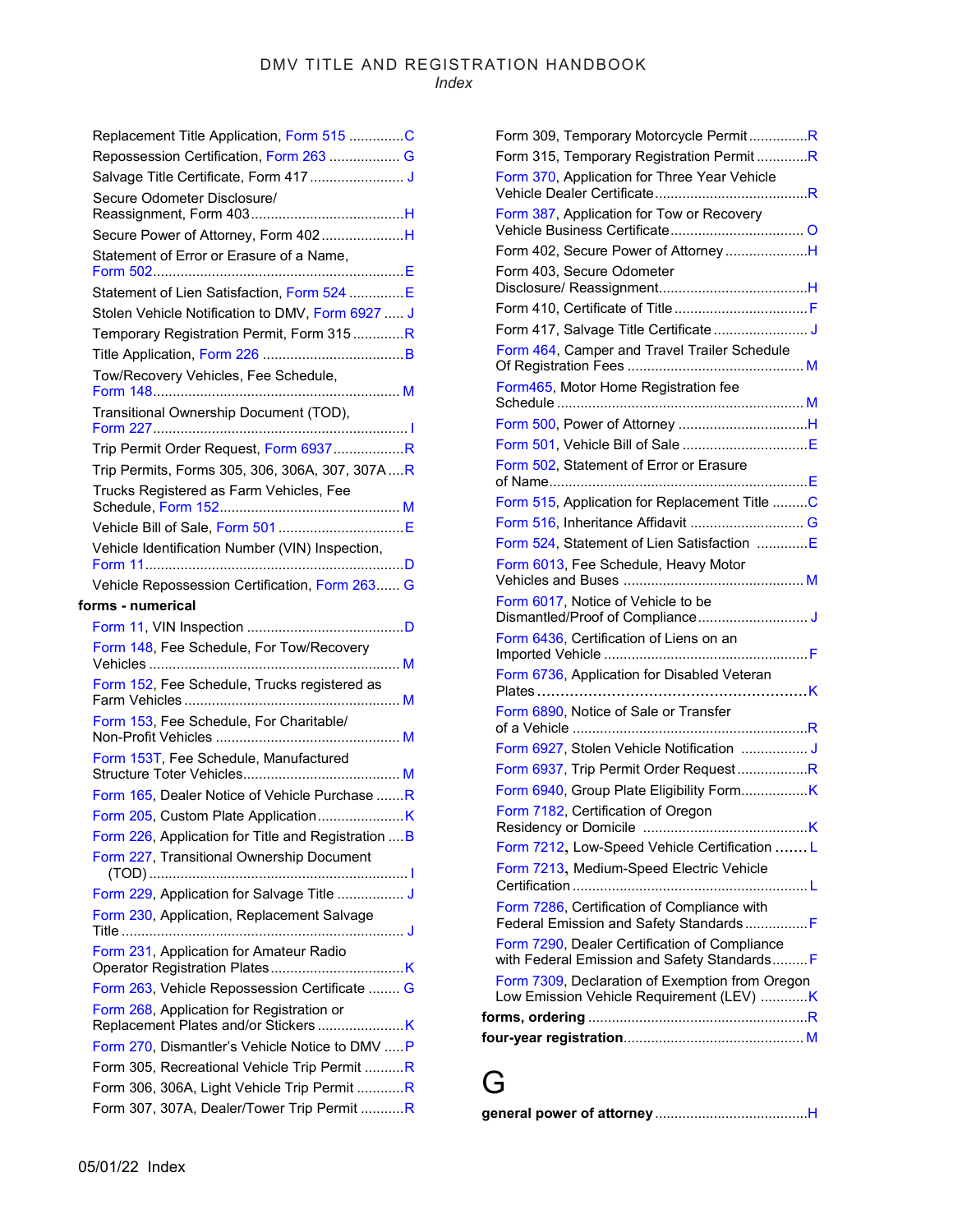Replacement Title Application, Form 515 .............C
Repossession Certification, Form 263 .................. G
Salvage Title Certificate, Form 417 ........................ J
Secure Odometer Disclosure/ Reassignment, Form 403.......................................H
Secure Power of Attorney, Form 402.....................H
Statement of Error or Erasure of a Name, Form 502................................................................E
Statement of Lien Satisfaction, Form 524 .............E
Stolen Vehicle Notification to DMV, Form 6927 ..... J
Temporary Registration Permit, Form 315 .............R
Title Application, Form 226 ....................................B
Tow/Recovery Vehicles, Fee Schedule, Form 148............................................................... M
Transitional Ownership Document (TOD), Form 227................................................................. I
Trip Permit Order Request, Form 6937..................R
Trip Permits, Forms 305, 306, 306A, 307, 307A....R
Trucks Registered as Farm Vehicles, Fee Schedule, Form 152............................................. M
Vehicle Bill of Sale, Form 501 ................................E
Vehicle Identification Number (VIN) Inspection, Form 11..................................................................D
Vehicle Repossession Certification, Form 263...... G

**forms - numerical**

Form 11, VIN Inspection ........................................D
Form 148, Fee Schedule, For Tow/Recovery Vehicles ................................................................ M
Form 152, Fee Schedule, Trucks registered as Farm Vehicles ...................................................... M
Form 153, Fee Schedule, For Charitable/ Non-Profit Vehicles ............................................... M
Form 153T, Fee Schedule, Manufactured Structure Toter Vehicles........................................ M
Form 165, Dealer Notice of Vehicle Purchase .......R
Form 205, Custom Plate Application......................K
Form 226, Application for Title and Registration ....B
Form 227, Transitional Ownership Document (TOD) .................................................................. I
Form 229, Application for Salvage Title ................. J
Form 230, Application, Replacement Salvage Title ....................................................................... J
Form 231, Application for Amateur Radio Operator Registration Plates..................................K
Form 263, Vehicle Repossession Certificate ........ G
Form 268, Application for Registration or Replacement Plates and/or Stickers ......................K
Form 270, Dismantler's Vehicle Notice to DMV .....P
Form 305, Recreational Vehicle Trip Permit ..........R
Form 306, 306A, Light Vehicle Trip Permit ............R
Form 307, 307A, Dealer/Tower Trip Permit ...........R
Form 309, Temporary Motorcycle Permit...............R
Form 315, Temporary Registration Permit .............R
Form 370, Application for Three Year Vehicle Vehicle Dealer Certificate.......................................R
Form 387, Application for Tow or Recovery Vehicle Business Certificate.................................. O
Form 402, Secure Power of Attorney .....................H
Form 403, Secure Odometer Disclosure/ Reassignment......................................H
Form 410, Certificate of Title ..................................F
Form 417, Salvage Title Certificate ........................ J
Form 464, Camper and Travel Trailer Schedule Of Registration Fees ............................................ M
Form465, Motor Home Registration fee Schedule ............................................................... M
Form 500, Power of Attorney .................................H
Form 501, Vehicle Bill of Sale ................................E
Form 502, Statement of Error or Erasure of Name..................................................................E
Form 515, Application for Replacement Title .........C
Form 516, Inheritance Affidavit ............................. G
Form 524, Statement of Lien Satisfaction .............E
Form 6013, Fee Schedule, Heavy Motor Vehicles and Buses .............................................. M
Form 6017, Notice of Vehicle to be Dismantled/Proof of Compliance............................ J
Form 6436, Certification of Liens on an Imported Vehicle ....................................................F
Form 6736, Application for Disabled Veteran Plates ...........................................................K
Form 6890, Notice of Sale or Transfer of a Vehicle ............................................................R
Form 6927, Stolen Vehicle Notification ................. J
Form 6937, Trip Permit Order Request..................R
Form 6940, Group Plate Eligibility Form.................K
Form 7182, Certification of Oregon Residency or Domicile ..........................................K
Form 7212, Low-Speed Vehicle Certification ....... L
Form 7213, Medium-Speed Electric Vehicle Certification ........................................................... L
Form 7286, Certification of Compliance with Federal Emission and Safety Standards................F
Form 7290, Dealer Certification of Compliance with Federal Emission and Safety Standards.........F
Form 7309, Declaration of Exemption from Oregon Low Emission Vehicle Requirement (LEV) ............K

**forms, ordering** .......................................................R
**four-year registration**.............................................. M

# G

**general power of attorney** .......................................H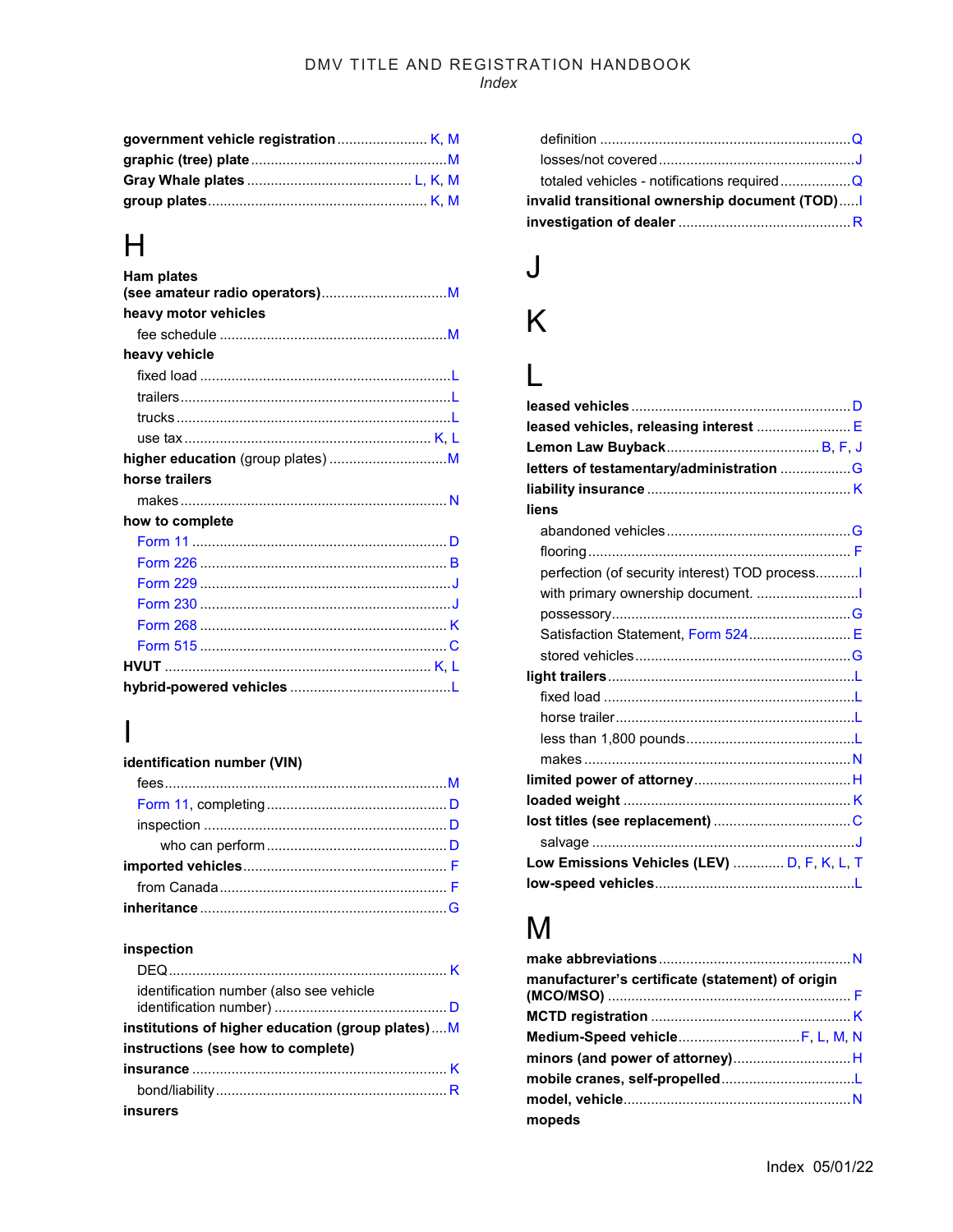**government vehicle registration** .......... K, M
**graphic (tree) plate** .......... M
**Gray Whale plates** .......... L, K, M
**group plates** .......... K, M

# H

**Ham plates**
**(see amateur radio operators)** .......... M
**heavy motor vehicles**
- fee schedule .......... M

**heavy vehicle**
- fixed load .......... L
- trailers .......... L
- trucks .......... L
- use tax .......... K, L

**higher education** (group plates) .......... M
**horse trailers**
- makes .......... N

**how to complete**
- Form 11 .......... D
- Form 226 .......... B
- Form 229 .......... J
- Form 230 .......... J
- Form 268 .......... K
- Form 515 .......... C

**HVUT** .......... K, L
**hybrid-powered vehicles** .......... L

# I

**identification number (VIN)**
- fees .......... M
- Form 11, completing .......... D
- inspection .......... D
  - who can perform .......... D

**imported vehicles** .......... F
- from Canada .......... F

**inheritance** .......... G

**inspection**
- DEQ .......... K
- identification number (also see vehicle identification number) .......... D

**institutions of higher education (group plates)** .......... M
**instructions (see how to complete)**
**insurance** .......... K
- bond/liability .......... R

**insurers**
- definition .......... Q
- losses/not covered .......... J
- totaled vehicles - notifications required .......... Q

**invalid transitional ownership document (TOD)** .......... I
**investigation of dealer** .......... R

# J

# K

# L

**leased vehicles** .......... D
**leased vehicles, releasing interest** .......... E
**Lemon Law Buyback** .......... B, F, J
**letters of testamentary/administration** .......... G
**liability insurance** .......... K
**liens**
- abandoned vehicles .......... G
- flooring .......... F
- perfection (of security interest) TOD process .......... I
- with primary ownership document. .......... I
- possessory .......... G
- Satisfaction Statement, Form 524 .......... E
- stored vehicles .......... G

**light trailers** .......... L
- fixed load .......... L
- horse trailer .......... L
- less than 1,800 pounds .......... L
- makes .......... N

**limited power of attorney** .......... H
**loaded weight** .......... K
**lost titles (see replacement)** .......... C
- salvage .......... J

**Low Emissions Vehicles (LEV)** .......... D, F, K, L, T
**low-speed vehicles** .......... L

# M

**make abbreviations** .......... N
**manufacturer's certificate (statement) of origin (MCTO/MSO)** .......... F
**MCTD registration** .......... K
**Medium-Speed vehicle** .......... F, L, M, N
**minors (and power of attorney)** .......... H
**mobile cranes, self-propelled** .......... L
**model, vehicle** .......... N
**mopeds**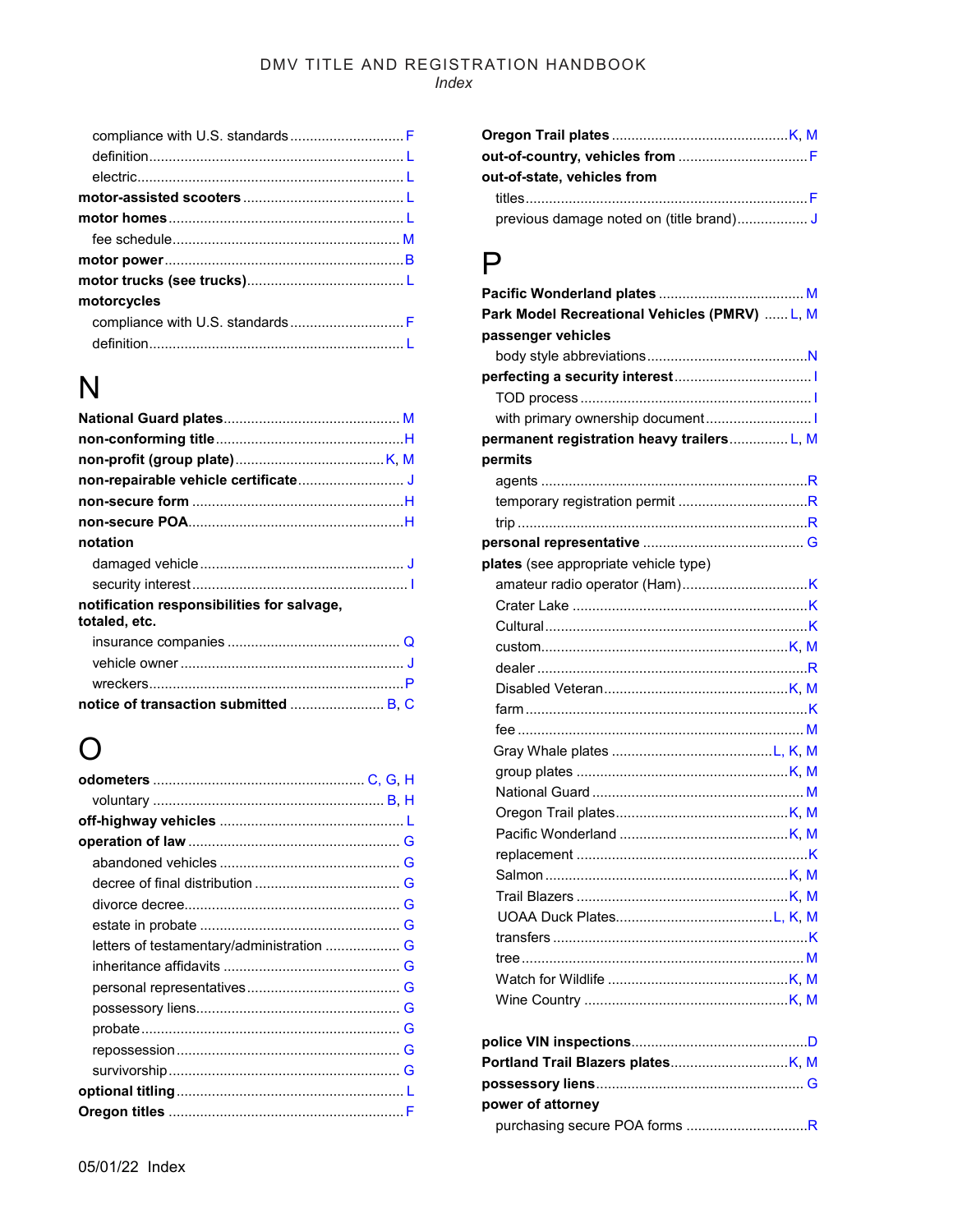compliance with U.S. standards ............................ F
definition ............................................................... L
electric ................................................................... L

**motor-assisted scooters** ........................................ L

**motor homes** ........................................................ L
fee schedule ......................................................... M

**motor power** ......................................................... B

**motor trucks (see trucks)** ....................................... L

**motorcycles**
compliance with U.S. standards ............................ F
definition ............................................................... L

# N

**National Guard plates** ............................................. M

**non-conforming title** ................................................ H

**non-profit (group plate)** ....................................... K, M

**non-repairable vehicle certificate** ............................ J

**non-secure form** ...................................................... H

**non-secure POA** ...................................................... H

**notation**
damaged vehicle ................................................... J
security interest ...................................................... I

**notification responsibilities for salvage, totaled, etc.**
insurance companies ........................................... Q
vehicle owner ........................................................ J
wreckers ................................................................ P

**notice of transaction submitted** ........................ B, C

# O

**odometers** ..................................................... C, G, H
voluntary ........................................................... B, H

**off-highway vehicles** ............................................... L

**operation of law** ...................................................... G
abandoned vehicles .............................................. G
decree of final distribution ..................................... G
divorce decree ....................................................... G
estate in probate .................................................... G
letters of testamentary/administration ................... G
inheritance affidavits .............................................. G
personal representatives ....................................... G
possessory liens ..................................................... G
probate ................................................................... G
repossession .......................................................... G
survivorship ............................................................ G

**optional titling** ......................................................... L

**Oregon titles** ............................................................ F

**Oregon Trail plates** .............................................. K, M

**out-of-country, vehicles from** ................................. F

**out-of-state, vehicles from**
titles ....................................................................... F
previous damage noted on (title brand) .................. J

# P

**Pacific Wonderland plates** ...................................... M

**Park Model Recreational Vehicles (PMRV)** ...... L, M

**passenger vehicles**
body style abbreviations ........................................ N

**perfecting a security interest** ................................... I
TOD process ........................................................... I
with primary ownership document ........................... I

**permanent registration heavy trailers** ............... L, M

**permits**
agents .................................................................... R
temporary registration permit ................................ R
trip .......................................................................... R

**personal representative** ........................................... G

**plates** (see appropriate vehicle type)
amateur radio operator (Ham) ................................ K
Crater Lake ............................................................. K
Cultural ................................................................... K
custom ............................................................... K, M
dealer ..................................................................... R
Disabled Veteran ............................................... K, M
farm ........................................................................ K
fee .......................................................................... M
Gray Whale plates ........................................... L, K, M
group plates ....................................................... K, M
National Guard ....................................................... M
Oregon Trail plates ............................................ K, M
Pacific Wonderland ............................................ K, M
replacement ............................................................ K
Salmon .............................................................. K, M
Trail Blazers ....................................................... K, M
UOAA Duck Plates ........................................ L, K, M
transfers ................................................................. K
tree ......................................................................... M
Watch for Wildlife ............................................... K, M
Wine Country ...................................................... K, M

**police VIN inspections** .............................................. D

**Portland Trail Blazers plates** ............................... K, M

**possessory liens** ...................................................... G

**power of attorney**
purchasing secure POA forms ............................... R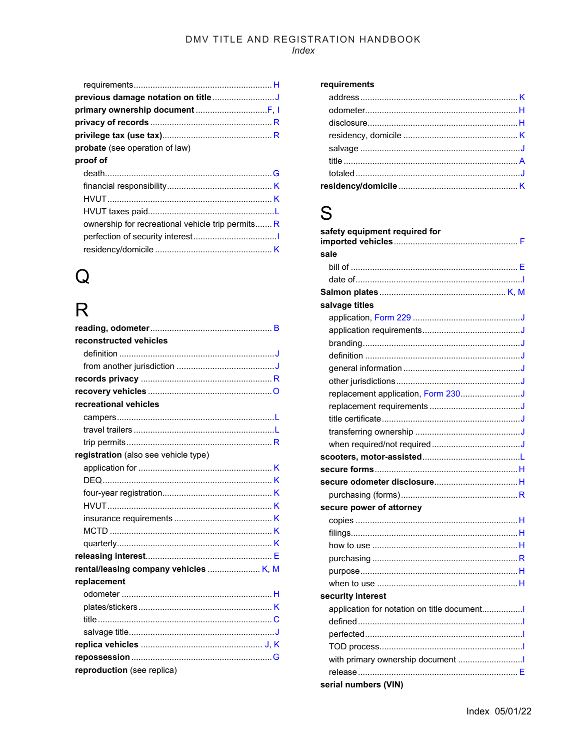- requirements ........ H

**previous damage notation on title** ........ J

**primary ownership document** ........ F, I

**privacy of records** ........ R

**privilege tax (use tax)** ........ R

**probate** (see operation of law)

**proof of**

- death ........ G
- financial responsibility ........ K
- HVUT ........ K
- HVUT taxes paid ........ L
- ownership for recreational vehicle trip permits ........ R
- perfection of security interest ........ I
- residency/domicile ........ K

# Q

# R

**reading, odometer** ........ B

**reconstructed vehicles**

- definition ........ J
- from another jurisdiction ........ J

**records privacy** ........ R

**recovery vehicles** ........ O

**recreational vehicles**

- campers ........ L
- travel trailers ........ L
- trip permits ........ R

**registration** (also see vehicle type)

- application for ........ K
- DEQ ........ K
- four-year registration ........ K
- HVUT ........ K
- insurance requirements ........ K
- MCTD ........ K
- quarterly ........ K

**releasing interest** ........ E

**rental/leasing company vehicles** ........ K, M

**replacement**

- odometer ........ H
- plates/stickers ........ K
- title ........ C
- salvage title ........ J

**replica vehicles** ........ J, K

**repossession** ........ G

**reproduction** (see replica)

**requirements**

- address ........ K
- odometer ........ H
- disclosure ........ H
- residency, domicile ........ K
- salvage ........ J
- title ........ A
- totaled ........ J

**residency/domicile** ........ K

# S

**safety equipment required for imported vehicles** ........ F

**sale**

- bill of ........ E
- date of ........ I

**Salmon plates** ........ K, M

**salvage titles**

- application, Form 229 ........ J
- application requirements ........ J
- branding ........ J
- definition ........ J
- general information ........ J
- other jurisdictions ........ J
- replacement application, Form 230 ........ J
- replacement requirements ........ J
- title certificate ........ J
- transferring ownership ........ J
- when required/not required ........ J

**scooters, motor-assisted** ........ L

**secure forms** ........ H

**secure odometer disclosure** ........ H

- purchasing (forms) ........ R

**secure power of attorney**

- copies ........ H
- filings ........ H
- how to use ........ H
- purchasing ........ R
- purpose ........ H
- when to use ........ H

**security interest**

- application for notation on title document ........ I
- defined ........ I
- perfected ........ I
- TOD process ........ I
- with primary ownership document ........ I
- release ........ E

**serial numbers (VIN)**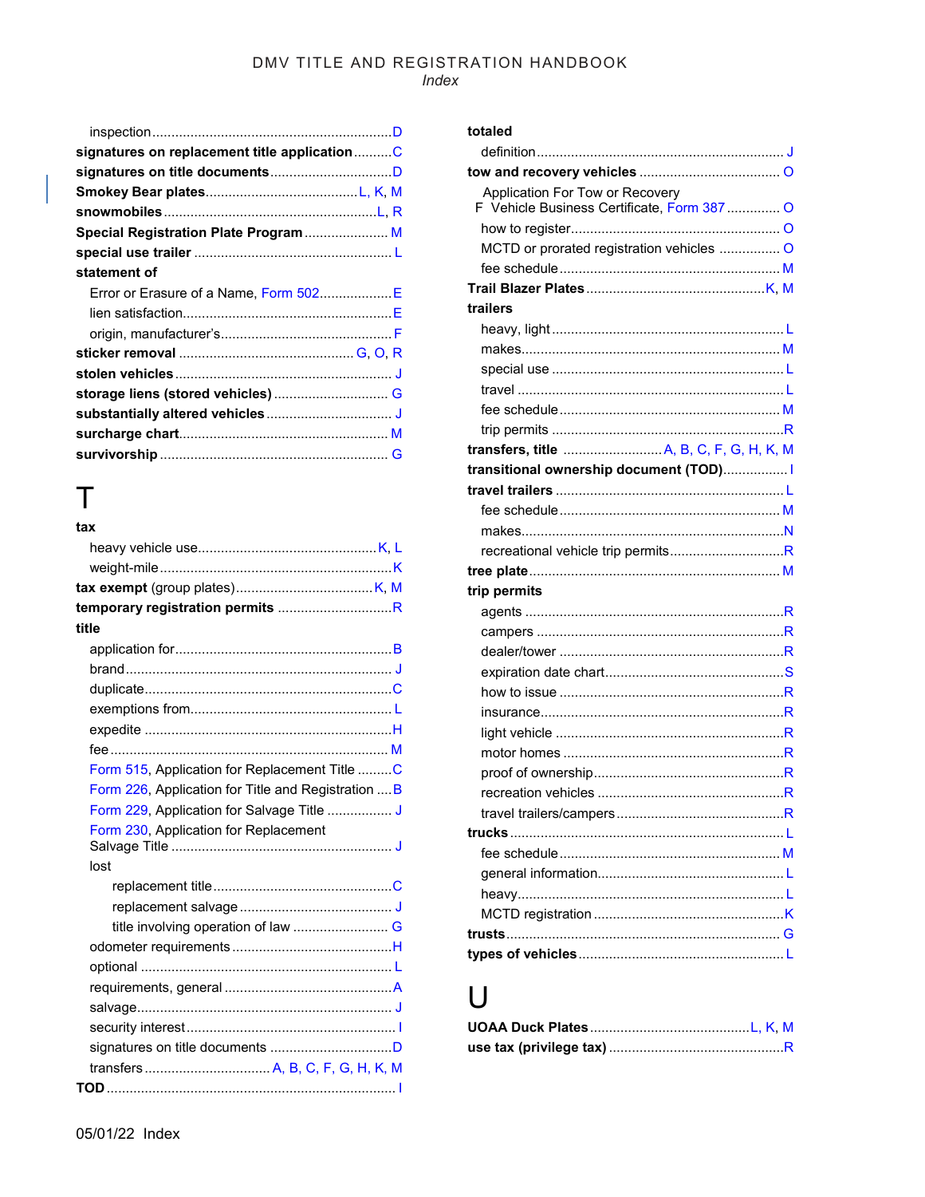- inspection .......... D

**signatures on replacement title application** .......... C

**signatures on title documents** .......... D

**Smokey Bear plates** .......... L, K, M

**snowmobiles** .......... L, R

**Special Registration Plate Program** .......... M

**special use trailer** .......... L

**statement of**

- Error or Erasure of a Name, Form 502 .......... E
- lien satisfaction .......... E
- origin, manufacturer's .......... F

**sticker removal** .......... G, O, R

**stolen vehicles** .......... J

**storage liens (stored vehicles)** .......... G

**substantially altered vehicles** .......... J

**surcharge chart** .......... M

**survivorship** .......... G

# T

**tax**

- heavy vehicle use .......... K, L
- weight-mile .......... K

**tax exempt** (group plates) .......... K, M

**temporary registration permits** .......... R

**title**

- application for .......... B
- brand .......... J
- duplicate .......... C
- exemptions from .......... L
- expedite .......... H
- fee .......... M
- Form 515, Application for Replacement Title .......... C
- Form 226, Application for Title and Registration .......... B
- Form 229, Application for Salvage Title .......... J
- Form 230, Application for Replacement Salvage Title .......... J
- lost
  - replacement title .......... C
  - replacement salvage .......... J
  - title involving operation of law .......... G
- odometer requirements .......... H
- optional .......... L
- requirements, general .......... A
- salvage .......... J
- security interest .......... I
- signatures on title documents .......... D
- transfers .......... A, B, C, F, G, H, K, M

**TOD** .......... I

**totaled**

- definition .......... J

**tow and recovery vehicles** .......... O

- Application For Tow or Recovery Vehicle Business Certificate, Form 387 .......... O
- how to register .......... O
- MCTD or prorated registration vehicles .......... O
- fee schedule .......... M

**Trail Blazer Plates** .......... K, M

**trailers**

- heavy, light .......... L
- makes .......... M
- special use .......... L
- travel .......... L
- fee schedule .......... M
- trip permits .......... R

**transfers, title** .......... A, B, C, F, G, H, K, M

**transitional ownership document (TOD)** .......... I

**travel trailers** .......... L

- fee schedule .......... M
- makes .......... N
- recreational vehicle trip permits .......... R

**tree plate** .......... M

**trip permits**

- agents .......... R
- campers .......... R
- dealer/tower .......... R
- expiration date chart .......... S
- how to issue .......... R
- insurance .......... R
- light vehicle .......... R
- motor homes .......... R
- proof of ownership .......... R
- recreation vehicles .......... R
- travel trailers/campers .......... R

**trucks** .......... L

- fee schedule .......... M
- general information .......... L
- heavy .......... L
- MCTD registration .......... K

**trusts** .......... G

**types of vehicles** .......... L

# U

**UOAA Duck Plates** .......... L, K, M

**use tax (privilege tax)** .......... R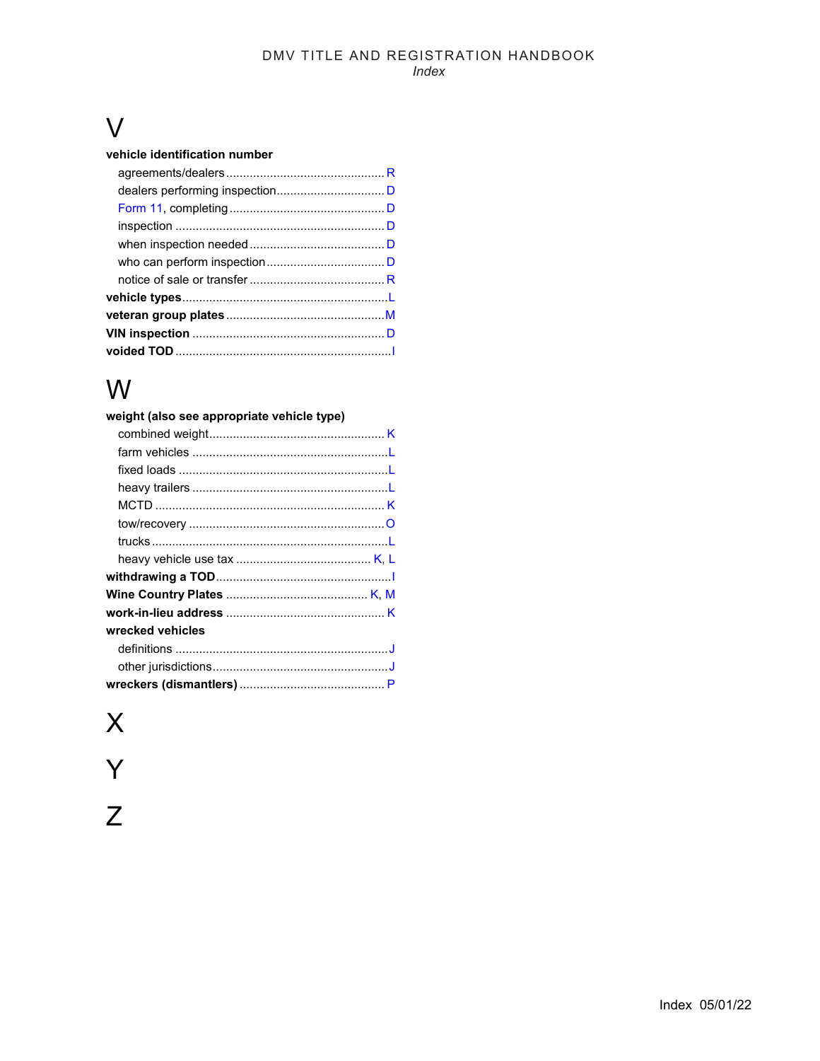# V

**vehicle identification number**

- agreements/dealers ............................................. R
- dealers performing inspection ............................... D
- Form 11, completing ............................................. D
- inspection ............................................................. D
- when inspection needed ....................................... D
- who can perform inspection .................................. D
- notice of sale or transfer ....................................... R

**vehicle types** ............................................................ L

**veteran group plates** .............................................. M

**VIN inspection** ........................................................ D

**voided TOD** ............................................................... I

# W

**weight (also see appropriate vehicle type)**

- combined weight .................................................... K
- farm vehicles ......................................................... L
- fixed loads ............................................................. L
- heavy trailers ......................................................... L
- MCTD ..................................................................... K
- tow/recovery .......................................................... O
- trucks ..................................................................... L
- heavy vehicle use tax ....................................... K, L

**withdrawing a TOD** ................................................... I

**Wine Country Plates** ........................................... K, M

**work-in-lieu address** ............................................... K

**wrecked vehicles**

- definitions .............................................................. J
- other jurisdictions ................................................... J

**wreckers (dismantlers)** ........................................... P

# X

# Y

# Z